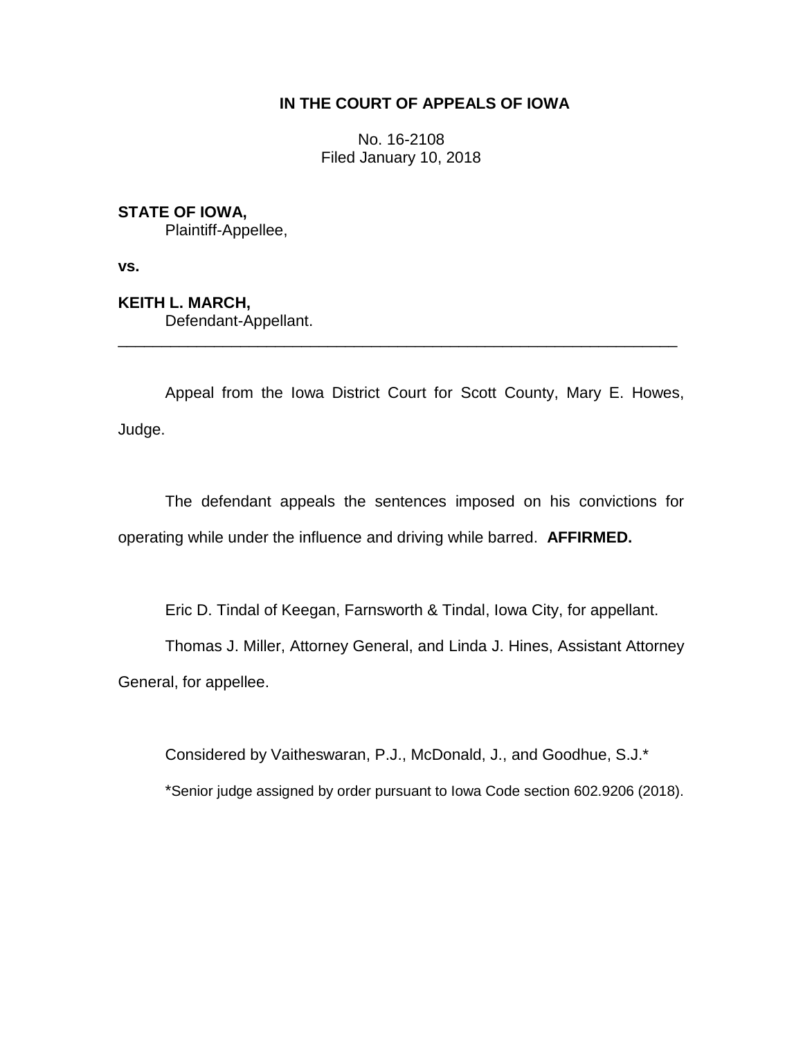**IN THE COURT OF APPEALS OF IOWA**

No. 16-2108
Filed January 10, 2018

**STATE OF IOWA,**
Plaintiff-Appellee,

**vs.**

**KEITH L. MARCH,**
Defendant-Appellant.

---

Appeal from the Iowa District Court for Scott County, Mary E. Howes, Judge.

The defendant appeals the sentences imposed on his convictions for operating while under the influence and driving while barred. **AFFIRMED.**

Eric D. Tindal of Keegan, Farnsworth & Tindal, Iowa City, for appellant.

Thomas J. Miller, Attorney General, and Linda J. Hines, Assistant Attorney General, for appellee.

Considered by Vaitheswaran, P.J., McDonald, J., and Goodhue, S.J.*

*Senior judge assigned by order pursuant to Iowa Code section 602.9206 (2018).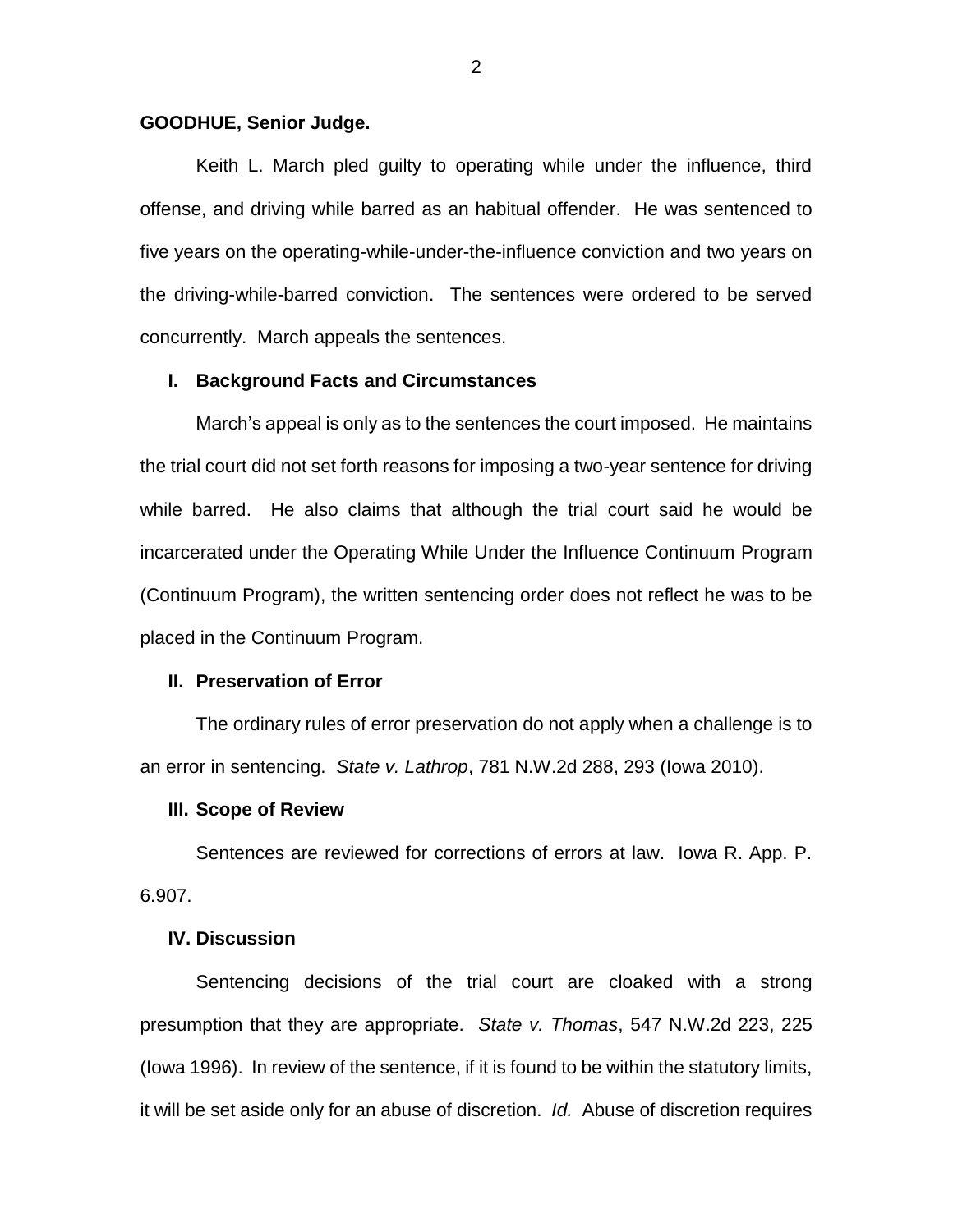**GOODHUE, Senior Judge.**

Keith L. March pled guilty to operating while under the influence, third offense, and driving while barred as an habitual offender. He was sentenced to five years on the operating-while-under-the-influence conviction and two years on the driving-while-barred conviction. The sentences were ordered to be served concurrently. March appeals the sentences.

### I. Background Facts and Circumstances

March's appeal is only as to the sentences the court imposed. He maintains the trial court did not set forth reasons for imposing a two-year sentence for driving while barred. He also claims that although the trial court said he would be incarcerated under the Operating While Under the Influence Continuum Program (Continuum Program), the written sentencing order does not reflect he was to be placed in the Continuum Program.

### II. Preservation of Error

The ordinary rules of error preservation do not apply when a challenge is to an error in sentencing. *State v. Lathrop*, 781 N.W.2d 288, 293 (Iowa 2010).

### III. Scope of Review

Sentences are reviewed for corrections of errors at law. Iowa R. App. P. 6.907.

### IV. Discussion

Sentencing decisions of the trial court are cloaked with a strong presumption that they are appropriate. *State v. Thomas*, 547 N.W.2d 223, 225 (Iowa 1996). In review of the sentence, if it is found to be within the statutory limits, it will be set aside only for an abuse of discretion. *Id.* Abuse of discretion requires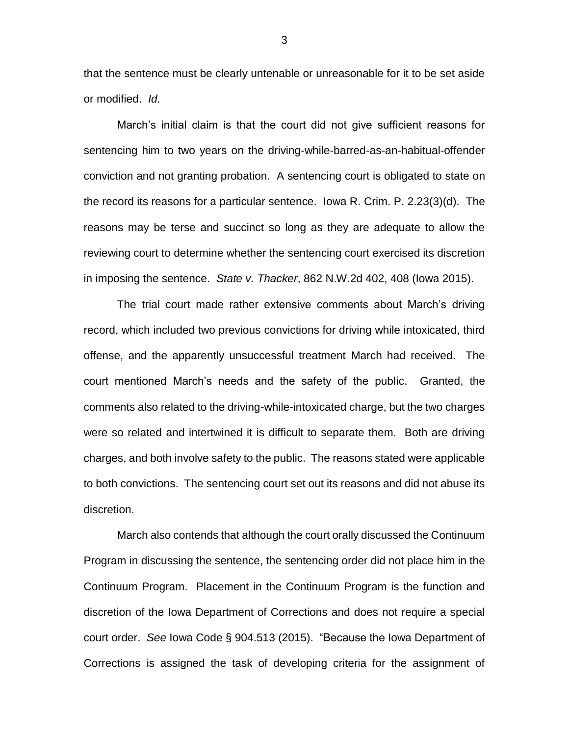that the sentence must be clearly untenable or unreasonable for it to be set aside or modified. *Id.*

March's initial claim is that the court did not give sufficient reasons for sentencing him to two years on the driving-while-barred-as-an-habitual-offender conviction and not granting probation. A sentencing court is obligated to state on the record its reasons for a particular sentence. Iowa R. Crim. P. 2.23(3)(d). The reasons may be terse and succinct so long as they are adequate to allow the reviewing court to determine whether the sentencing court exercised its discretion in imposing the sentence. *State v. Thacker*, 862 N.W.2d 402, 408 (Iowa 2015).

The trial court made rather extensive comments about March's driving record, which included two previous convictions for driving while intoxicated, third offense, and the apparently unsuccessful treatment March had received. The court mentioned March's needs and the safety of the public. Granted, the comments also related to the driving-while-intoxicated charge, but the two charges were so related and intertwined it is difficult to separate them. Both are driving charges, and both involve safety to the public. The reasons stated were applicable to both convictions. The sentencing court set out its reasons and did not abuse its discretion.

March also contends that although the court orally discussed the Continuum Program in discussing the sentence, the sentencing order did not place him in the Continuum Program. Placement in the Continuum Program is the function and discretion of the Iowa Department of Corrections and does not require a special court order. *See* Iowa Code § 904.513 (2015). "Because the Iowa Department of Corrections is assigned the task of developing criteria for the assignment of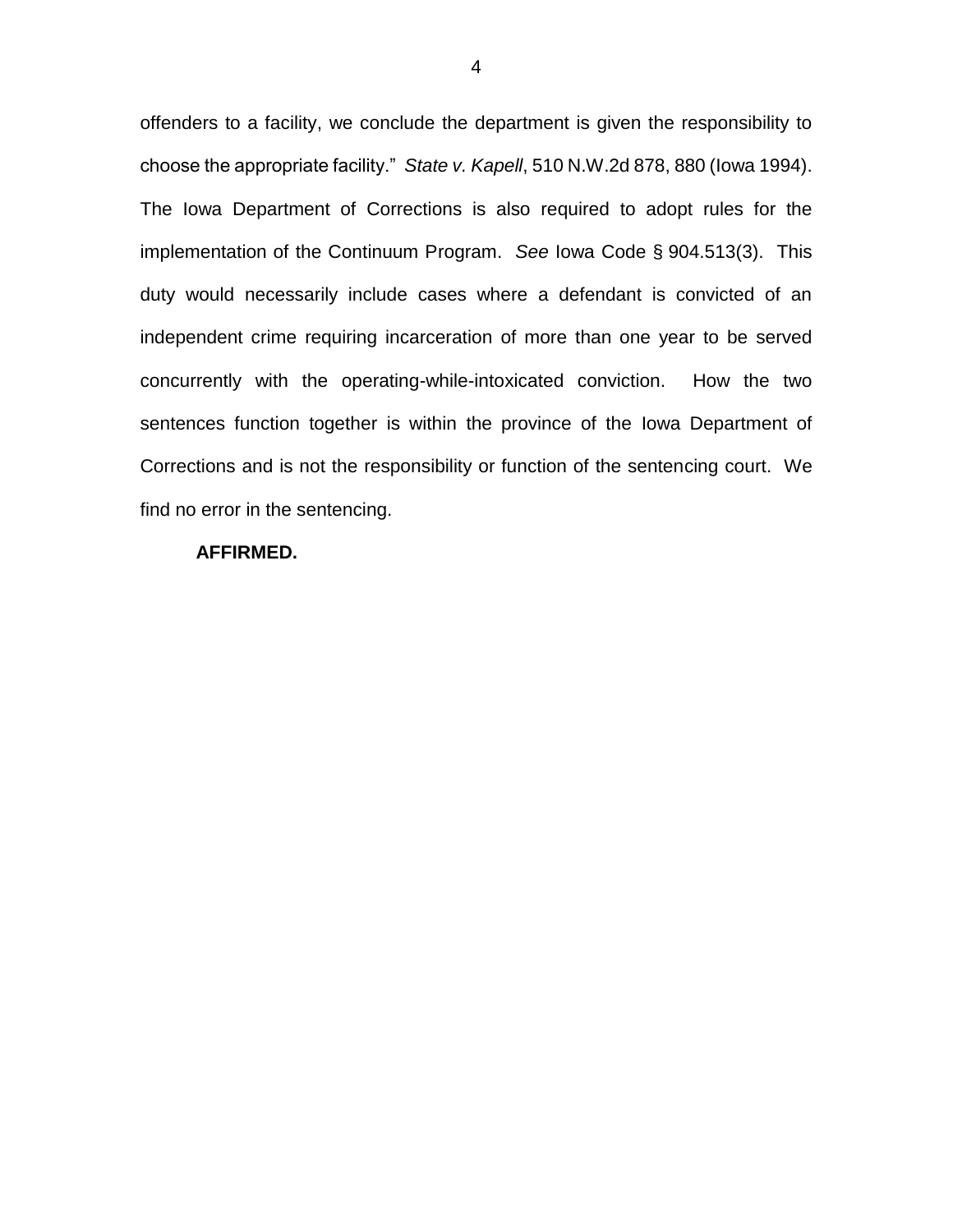offenders to a facility, we conclude the department is given the responsibility to choose the appropriate facility." *State v. Kapell*, 510 N.W.2d 878, 880 (Iowa 1994). The Iowa Department of Corrections is also required to adopt rules for the implementation of the Continuum Program. *See* Iowa Code § 904.513(3). This duty would necessarily include cases where a defendant is convicted of an independent crime requiring incarceration of more than one year to be served concurrently with the operating-while-intoxicated conviction. How the two sentences function together is within the province of the Iowa Department of Corrections and is not the responsibility or function of the sentencing court. We find no error in the sentencing.

**AFFIRMED.**